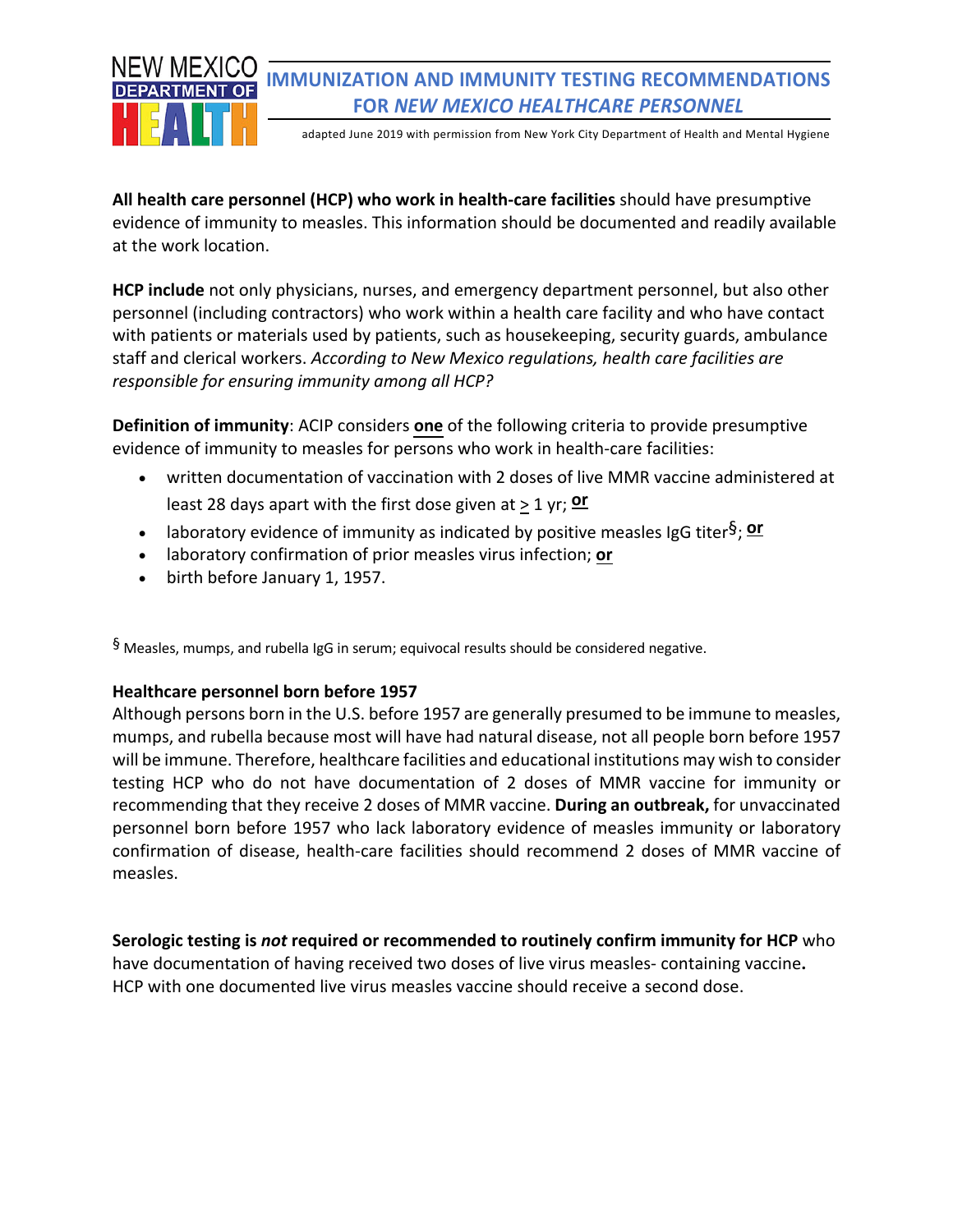NEW MEXICO DEPARTMENT OF HEALTH

# IMMUNIZATION AND IMMUNITY TESTING RECOMMENDATIONS FOR *NEW MEXICO HEALTHCARE PERSONNEL*

adapted June 2019 with permission from New York City Department of Health and Mental Hygiene

**All health care personnel (HCP) who work in health-care facilities** should have presumptive evidence of immunity to measles. This information should be documented and readily available at the work location.

**HCP include** not only physicians, nurses, and emergency department personnel, but also other personnel (including contractors) who work within a health care facility and who have contact with patients or materials used by patients, such as housekeeping, security guards, ambulance staff and clerical workers. *According to New Mexico regulations, health care facilities are responsible for ensuring immunity among all HCP?*

**Definition of immunity**: ACIP considers **one** of the following criteria to provide presumptive evidence of immunity to measles for persons who work in health-care facilities:

- written documentation of vaccination with 2 doses of live MMR vaccine administered at least 28 days apart with the first dose given at ≥ 1 yr; **or**
- laboratory evidence of immunity as indicated by positive measles IgG titer§; **or**
- laboratory confirmation of prior measles virus infection; **or**
- birth before January 1, 1957.

§ Measles, mumps, and rubella IgG in serum; equivocal results should be considered negative.

### Healthcare personnel born before 1957

Although persons born in the U.S. before 1957 are generally presumed to be immune to measles, mumps, and rubella because most will have had natural disease, not all people born before 1957 will be immune. Therefore, healthcare facilities and educational institutions may wish to consider testing HCP who do not have documentation of 2 doses of MMR vaccine for immunity or recommending that they receive 2 doses of MMR vaccine. **During an outbreak,** for unvaccinated personnel born before 1957 who lack laboratory evidence of measles immunity or laboratory confirmation of disease, health-care facilities should recommend 2 doses of MMR vaccine of measles.

**Serologic testing is *not* required or recommended to routinely confirm immunity for HCP** who have documentation of having received two doses of live virus measles- containing vaccine**.** HCP with one documented live virus measles vaccine should receive a second dose.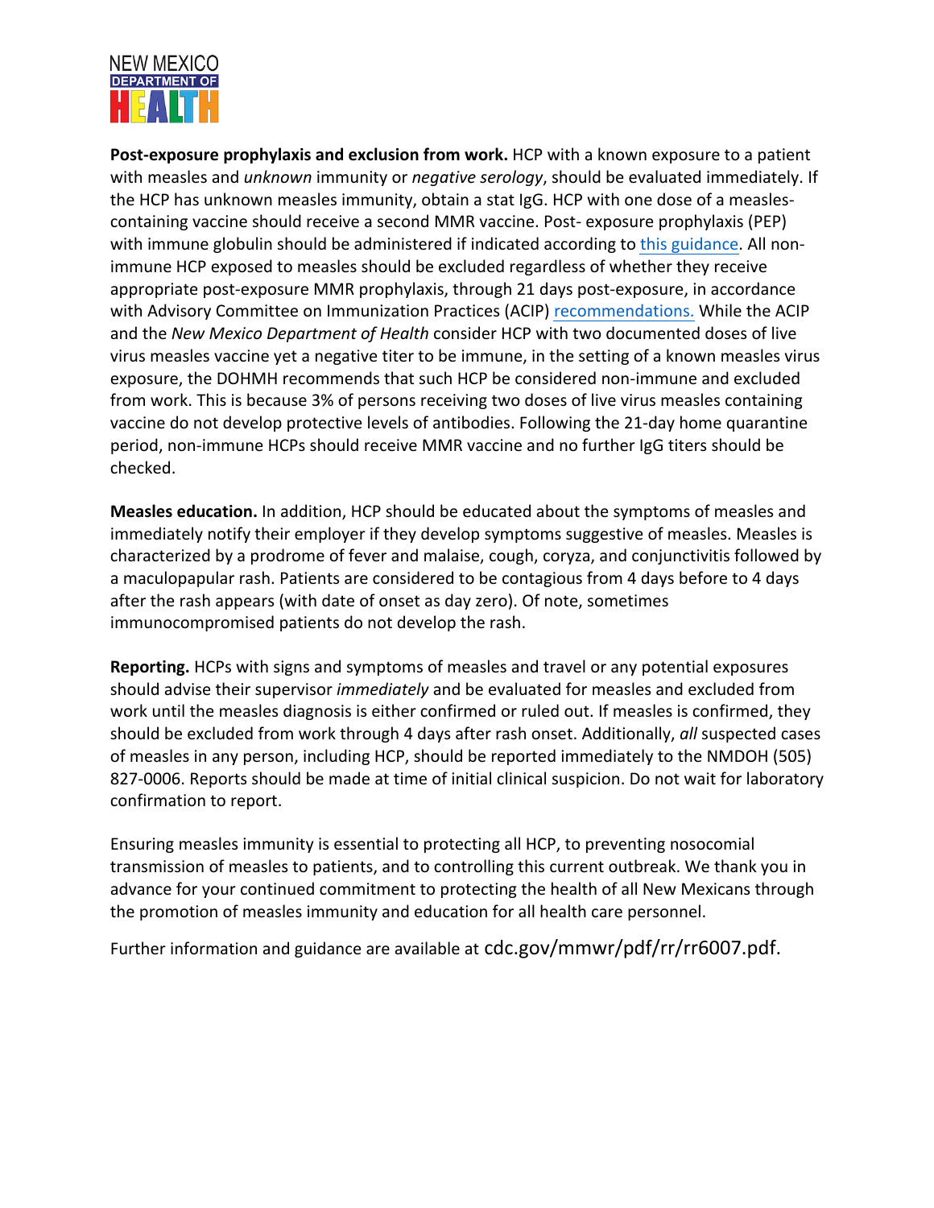**Post-exposure prophylaxis and exclusion from work.** HCP with a known exposure to a patient with measles and *unknown* immunity or *negative serology*, should be evaluated immediately. If the HCP has unknown measles immunity, obtain a stat IgG. HCP with one dose of a measles-containing vaccine should receive a second MMR vaccine. Post- exposure prophylaxis (PEP) with immune globulin should be administered if indicated according to this guidance. All non-immune HCP exposed to measles should be excluded regardless of whether they receive appropriate post-exposure MMR prophylaxis, through 21 days post-exposure, in accordance with Advisory Committee on Immunization Practices (ACIP) recommendations. While the ACIP and the *New Mexico Department of Health* consider HCP with two documented doses of live virus measles vaccine yet a negative titer to be immune, in the setting of a known measles virus exposure, the DOHMH recommends that such HCP be considered non-immune and excluded from work. This is because 3% of persons receiving two doses of live virus measles containing vaccine do not develop protective levels of antibodies. Following the 21-day home quarantine period, non-immune HCPs should receive MMR vaccine and no further IgG titers should be checked.

**Measles education.** In addition, HCP should be educated about the symptoms of measles and immediately notify their employer if they develop symptoms suggestive of measles. Measles is characterized by a prodrome of fever and malaise, cough, coryza, and conjunctivitis followed by a maculopapular rash. Patients are considered to be contagious from 4 days before to 4 days after the rash appears (with date of onset as day zero). Of note, sometimes immunocompromised patients do not develop the rash.

**Reporting.** HCPs with signs and symptoms of measles and travel or any potential exposures should advise their supervisor *immediately* and be evaluated for measles and excluded from work until the measles diagnosis is either confirmed or ruled out. If measles is confirmed, they should be excluded from work through 4 days after rash onset. Additionally, *all* suspected cases of measles in any person, including HCP, should be reported immediately to the NMDOH (505) 827-0006. Reports should be made at time of initial clinical suspicion. Do not wait for laboratory confirmation to report.

Ensuring measles immunity is essential to protecting all HCP, to preventing nosocomial transmission of measles to patients, and to controlling this current outbreak. We thank you in advance for your continued commitment to protecting the health of all New Mexicans through the promotion of measles immunity and education for all health care personnel.

Further information and guidance are available at cdc.gov/mmwr/pdf/rr/rr6007.pdf.